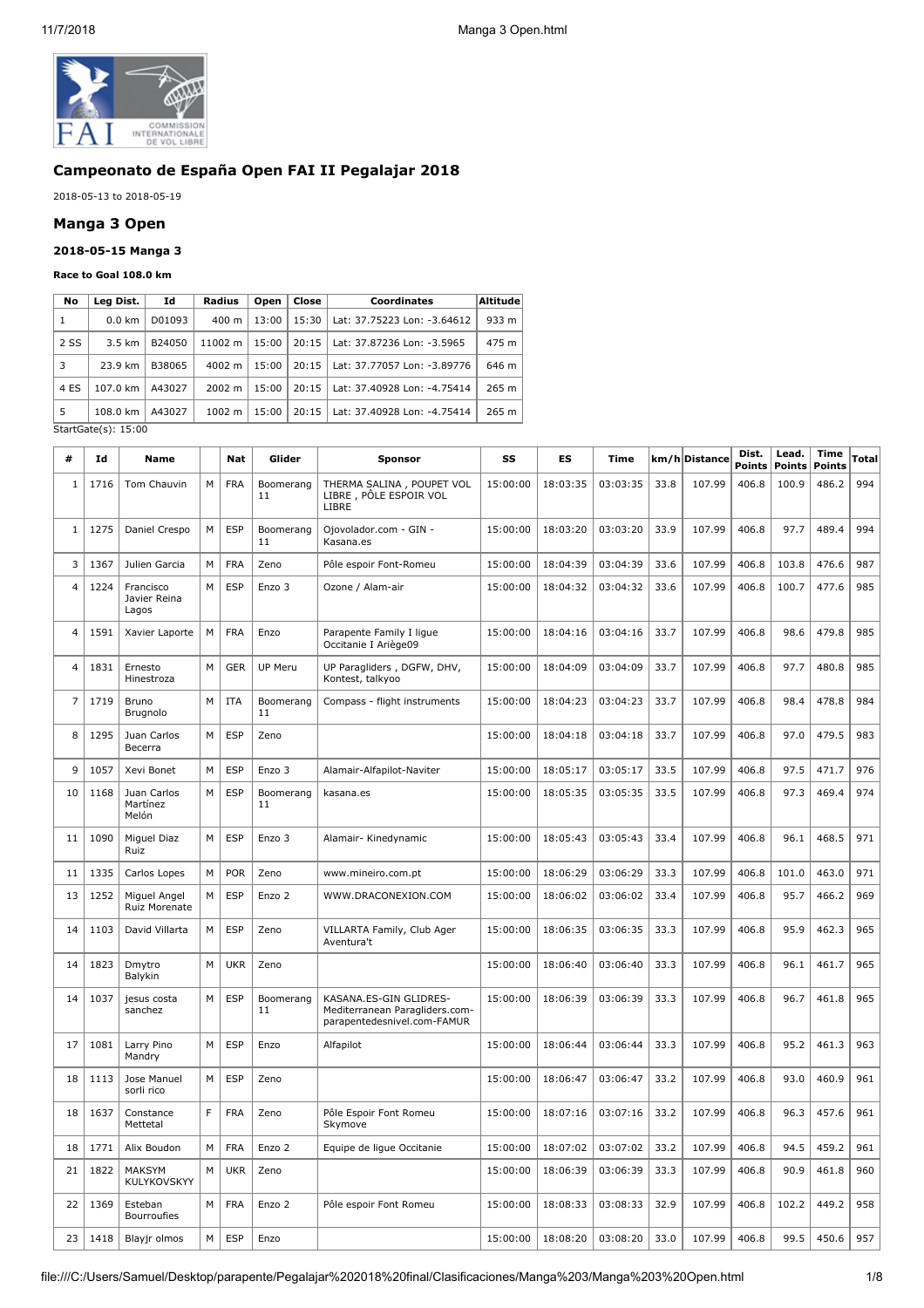## Campeonato de España Open FAI II Pegalajar 2018

2018-05-13 to 2018-05-19

## Manga 3 Open

### 2018-05-15 Manga 3

**Race to Goal 108.0 km**

| No | Leg Dist. | Id | Radius | Open | Close | Coordinates | Altitude |
|---|---|---|---|---|---|---|---|
| 1 | 0.0 km | D01093 | 400 m | 13:00 | 15:30 | Lat: 37.75223 Lon: -3.64612 | 933 m |
| 2 SS | 3.5 km | B24050 | 11002 m | 15:00 | 20:15 | Lat: 37.87236 Lon: -3.5965 | 475 m |
| 3 | 23.9 km | B38065 | 4002 m | 15:00 | 20:15 | Lat: 37.77057 Lon: -3.89776 | 646 m |
| 4 ES | 107.0 km | A43027 | 2002 m | 15:00 | 20:15 | Lat: 37.40928 Lon: -4.75414 | 265 m |
| 5 | 108.0 km | A43027 | 1002 m | 15:00 | 20:15 | Lat: 37.40928 Lon: -4.75414 | 265 m |

StartGate(s): 15:00

| # | Id | Name | | Nat | Glider | Sponsor | SS | ES | Time | km/h | Distance | Dist. Points | Lead. Points | Time Points | Total |
|---|---|---|---|---|---|---|---|---|---|---|---|---|---|---|---|
| 1 | 1716 | Tom Chauvin | M | FRA | Boomerang 11 | THERMA SALINA , POUPET VOL LIBRE , PÔLE ESPOIR VOL LIBRE | 15:00:00 | 18:03:35 | 03:03:35 | 33.8 | 107.99 | 406.8 | 100.9 | 486.2 | 994 |
| 1 | 1275 | Daniel Crespo | M | ESP | Boomerang 11 | Ojovolador.com - GIN - Kasana.es | 15:00:00 | 18:03:20 | 03:03:20 | 33.9 | 107.99 | 406.8 | 97.7 | 489.4 | 994 |
| 3 | 1367 | Julien Garcia | M | FRA | Zeno | Pôle espoir Font-Romeu | 15:00:00 | 18:04:39 | 03:04:39 | 33.6 | 107.99 | 406.8 | 103.8 | 476.6 | 987 |
| 4 | 1224 | Francisco Javier Reina Lagos | M | ESP | Enzo 3 | Ozone / Alam-air | 15:00:00 | 18:04:32 | 03:04:32 | 33.6 | 107.99 | 406.8 | 100.7 | 477.6 | 985 |
| 4 | 1591 | Xavier Laporte | M | FRA | Enzo | Parapente Family I ligue Occitanie I Ariège09 | 15:00:00 | 18:04:16 | 03:04:16 | 33.7 | 107.99 | 406.8 | 98.6 | 479.8 | 985 |
| 4 | 1831 | Ernesto Hinestroza | M | GER | UP Meru | UP Paragliders , DGFW, DHV, Kontest, talkyoo | 15:00:00 | 18:04:09 | 03:04:09 | 33.7 | 107.99 | 406.8 | 97.7 | 480.8 | 985 |
| 7 | 1719 | Bruno Brugnolo | M | ITA | Boomerang 11 | Compass - flight instruments | 15:00:00 | 18:04:23 | 03:04:23 | 33.7 | 107.99 | 406.8 | 98.4 | 478.8 | 984 |
| 8 | 1295 | Juan Carlos Becerra | M | ESP | Zeno | | 15:00:00 | 18:04:18 | 03:04:18 | 33.7 | 107.99 | 406.8 | 97.0 | 479.5 | 983 |
| 9 | 1057 | Xevi Bonet | M | ESP | Enzo 3 | Alamair-Alfapilot-Naviter | 15:00:00 | 18:05:17 | 03:05:17 | 33.5 | 107.99 | 406.8 | 97.5 | 471.7 | 976 |
| 10 | 1168 | Juan Carlos Martínez Melón | M | ESP | Boomerang 11 | kasana.es | 15:00:00 | 18:05:35 | 03:05:35 | 33.5 | 107.99 | 406.8 | 97.3 | 469.4 | 974 |
| 11 | 1090 | Miguel Diaz Ruiz | M | ESP | Enzo 3 | Alamair- Kinedynamic | 15:00:00 | 18:05:43 | 03:05:43 | 33.4 | 107.99 | 406.8 | 96.1 | 468.5 | 971 |
| 11 | 1335 | Carlos Lopes | M | POR | Zeno | www.mineiro.com.pt | 15:00:00 | 18:06:29 | 03:06:29 | 33.3 | 107.99 | 406.8 | 101.0 | 463.0 | 971 |
| 13 | 1252 | Miguel Angel Ruiz Morenate | M | ESP | Enzo 2 | WWW.DRACONEXION.COM | 15:00:00 | 18:06:02 | 03:06:02 | 33.4 | 107.99 | 406.8 | 95.7 | 466.2 | 969 |
| 14 | 1103 | David Villarta | M | ESP | Zeno | VILLARTA Family, Club Ager Aventura't | 15:00:00 | 18:06:35 | 03:06:35 | 33.3 | 107.99 | 406.8 | 95.9 | 462.3 | 965 |
| 14 | 1823 | Dmytro Balykin | M | UKR | Zeno | | 15:00:00 | 18:06:40 | 03:06:40 | 33.3 | 107.99 | 406.8 | 96.1 | 461.7 | 965 |
| 14 | 1037 | jesus costa sanchez | M | ESP | Boomerang 11 | KASANA.ES-GIN GLIDRES-Mediterranean Paragliders.com-parapentedesnivel.com-FAMUR | 15:00:00 | 18:06:39 | 03:06:39 | 33.3 | 107.99 | 406.8 | 96.7 | 461.8 | 965 |
| 17 | 1081 | Larry Pino Mandry | M | ESP | Enzo | Alfapilot | 15:00:00 | 18:06:44 | 03:06:44 | 33.3 | 107.99 | 406.8 | 95.2 | 461.3 | 963 |
| 18 | 1113 | Jose Manuel sorli rico | M | ESP | Zeno | | 15:00:00 | 18:06:47 | 03:06:47 | 33.2 | 107.99 | 406.8 | 93.0 | 460.9 | 961 |
| 18 | 1637 | Constance Mettetal | F | FRA | Zeno | Pôle Espoir Font Romeu Skymove | 15:00:00 | 18:07:16 | 03:07:16 | 33.2 | 107.99 | 406.8 | 96.3 | 457.6 | 961 |
| 18 | 1771 | Alix Boudon | M | FRA | Enzo 2 | Equipe de ligue Occitanie | 15:00:00 | 18:07:02 | 03:07:02 | 33.2 | 107.99 | 406.8 | 94.5 | 459.2 | 961 |
| 21 | 1822 | MAKSYM KULYKOVSKYY | M | UKR | Zeno | | 15:00:00 | 18:06:39 | 03:06:39 | 33.3 | 107.99 | 406.8 | 90.9 | 461.8 | 960 |
| 22 | 1369 | Esteban Bourroufies | M | FRA | Enzo 2 | Pôle espoir Font Romeu | 15:00:00 | 18:08:33 | 03:08:33 | 32.9 | 107.99 | 406.8 | 102.2 | 449.2 | 958 |
| 23 | 1418 | Blayjr olmos | M | ESP | Enzo | | 15:00:00 | 18:08:20 | 03:08:20 | 33.0 | 107.99 | 406.8 | 99.5 | 450.6 | 957 |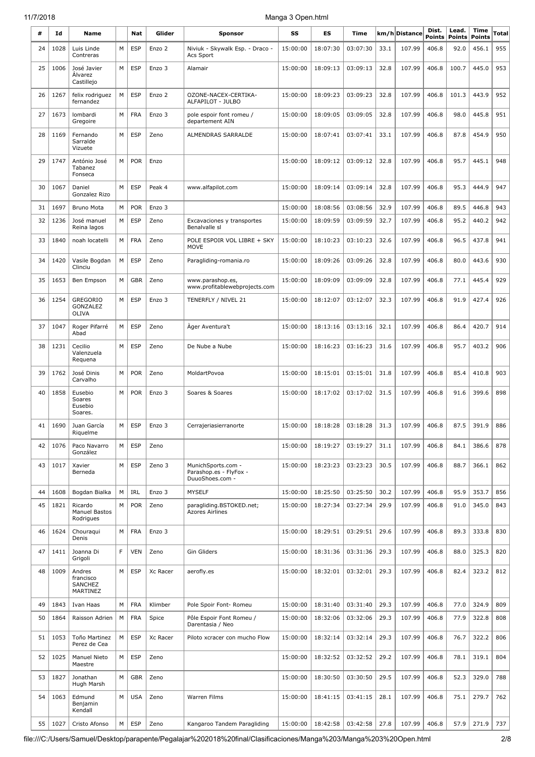| # | Id | Name | | Nat | Glider | Sponsor | SS | ES | Time | km/h | Distance | Dist. Points | Lead. Points | Time Points | Total |
|---|---|---|---|---|---|---|---|---|---|---|---|---|---|---|---|
| 24 | 1028 | Luis Linde Contreras | M | ESP | Enzo 2 | Niviuk - Skywalk Esp. - Draco - Acs Sport | 15:00:00 | 18:07:30 | 03:07:30 | 33.1 | 107.99 | 406.8 | 92.0 | 456.1 | 955 |
| 25 | 1006 | José Javier Álvarez Castillejo | M | ESP | Enzo 3 | Alamair | 15:00:00 | 18:09:13 | 03:09:13 | 32.8 | 107.99 | 406.8 | 100.7 | 445.0 | 953 |
| 26 | 1267 | felix rodriguez fernandez | M | ESP | Enzo 2 | OZONE-NACEX-CERTIKA-ALFAPILOT - JULBO | 15:00:00 | 18:09:23 | 03:09:23 | 32.8 | 107.99 | 406.8 | 101.3 | 443.9 | 952 |
| 27 | 1673 | lombardi Gregoire | M | FRA | Enzo 3 | pole espoir font romeu / departement AIN | 15:00:00 | 18:09:05 | 03:09:05 | 32.8 | 107.99 | 406.8 | 98.0 | 445.8 | 951 |
| 28 | 1169 | Fernando Sarralde Vizuete | M | ESP | Zeno | ALMENDRAS SARRALDE | 15:00:00 | 18:07:41 | 03:07:41 | 33.1 | 107.99 | 406.8 | 87.8 | 454.9 | 950 |
| 29 | 1747 | António José Tabanez Fonseca | M | POR | Enzo | | 15:00:00 | 18:09:12 | 03:09:12 | 32.8 | 107.99 | 406.8 | 95.7 | 445.1 | 948 |
| 30 | 1067 | Daniel Gonzalez Rizo | M | ESP | Peak 4 | www.alfapilot.com | 15:00:00 | 18:09:14 | 03:09:14 | 32.8 | 107.99 | 406.8 | 95.3 | 444.9 | 947 |
| 31 | 1697 | Bruno Mota | M | POR | Enzo 3 | | 15:00:00 | 18:08:56 | 03:08:56 | 32.9 | 107.99 | 406.8 | 89.5 | 446.8 | 943 |
| 32 | 1236 | José manuel Reina lagos | M | ESP | Zeno | Excavaciones y transportes Benalvalle sl | 15:00:00 | 18:09:59 | 03:09:59 | 32.7 | 107.99 | 406.8 | 95.2 | 440.2 | 942 |
| 33 | 1840 | noah locatelli | M | FRA | Zeno | POLE ESPOIR VOL LIBRE + SKY MOVE | 15:00:00 | 18:10:23 | 03:10:23 | 32.6 | 107.99 | 406.8 | 96.5 | 437.8 | 941 |
| 34 | 1420 | Vasile Bogdan Clinciu | M | ESP | Zeno | Paragliding-romania.ro | 15:00:00 | 18:09:26 | 03:09:26 | 32.8 | 107.99 | 406.8 | 80.0 | 443.6 | 930 |
| 35 | 1653 | Ben Empson | M | GBR | Zeno | www.parashop.es, www.profitablewebprojects.com | 15:00:00 | 18:09:09 | 03:09:09 | 32.8 | 107.99 | 406.8 | 77.1 | 445.4 | 929 |
| 36 | 1254 | GREGORIO GONZALEZ OLIVA | M | ESP | Enzo 3 | TENERFLY / NIVEL 21 | 15:00:00 | 18:12:07 | 03:12:07 | 32.3 | 107.99 | 406.8 | 91.9 | 427.4 | 926 |
| 37 | 1047 | Roger Pifarré Abad | M | ESP | Zeno | Àger Aventura't | 15:00:00 | 18:13:16 | 03:13:16 | 32.1 | 107.99 | 406.8 | 86.4 | 420.7 | 914 |
| 38 | 1231 | Cecilio Valenzuela Requena | M | ESP | Zeno | De Nube a Nube | 15:00:00 | 18:16:23 | 03:16:23 | 31.6 | 107.99 | 406.8 | 95.7 | 403.2 | 906 |
| 39 | 1762 | José Dinis Carvalho | M | POR | Zeno | MoldartPovoa | 15:00:00 | 18:15:01 | 03:15:01 | 31.8 | 107.99 | 406.8 | 85.4 | 410.8 | 903 |
| 40 | 1858 | Eusebio Soares Eusebio Soares. | M | POR | Enzo 3 | Soares & Soares | 15:00:00 | 18:17:02 | 03:17:02 | 31.5 | 107.99 | 406.8 | 91.6 | 399.6 | 898 |
| 41 | 1690 | Juan García Riquelme | M | ESP | Enzo 3 | Cerrajeriasierranorte | 15:00:00 | 18:18:28 | 03:18:28 | 31.3 | 107.99 | 406.8 | 87.5 | 391.9 | 886 |
| 42 | 1076 | Paco Navarro González | M | ESP | Zeno | | 15:00:00 | 18:19:27 | 03:19:27 | 31.1 | 107.99 | 406.8 | 84.1 | 386.6 | 878 |
| 43 | 1017 | Xavier Berneda | M | ESP | Zeno 3 | MunichSports.com - Parashop.es - FlyFox - DuuoShoes.com - | 15:00:00 | 18:23:23 | 03:23:23 | 30.5 | 107.99 | 406.8 | 88.7 | 366.1 | 862 |
| 44 | 1608 | Bogdan Bialka | M | IRL | Enzo 3 | MYSELF | 15:00:00 | 18:25:50 | 03:25:50 | 30.2 | 107.99 | 406.8 | 95.9 | 353.7 | 856 |
| 45 | 1821 | Ricardo Manuel Bastos Rodrigues | M | POR | Zeno | paragliding.BSTOKED.net; Azores Airlines | 15:00:00 | 18:27:34 | 03:27:34 | 29.9 | 107.99 | 406.8 | 91.0 | 345.0 | 843 |
| 46 | 1624 | Chouraqui Denis | M | FRA | Enzo 3 | | 15:00:00 | 18:29:51 | 03:29:51 | 29.6 | 107.99 | 406.8 | 89.3 | 333.8 | 830 |
| 47 | 1411 | Joanna Di Grigoli | F | VEN | Zeno | Gin Gliders | 15:00:00 | 18:31:36 | 03:31:36 | 29.3 | 107.99 | 406.8 | 88.0 | 325.3 | 820 |
| 48 | 1009 | Andres francisco SANCHEZ MARTINEZ | M | ESP | Xc Racer | aerofly.es | 15:00:00 | 18:32:01 | 03:32:01 | 29.3 | 107.99 | 406.8 | 82.4 | 323.2 | 812 |
| 49 | 1843 | Ivan Haas | M | FRA | Klimber | Pole Spoir Font- Romeu | 15:00:00 | 18:31:40 | 03:31:40 | 29.3 | 107.99 | 406.8 | 77.0 | 324.9 | 809 |
| 50 | 1864 | Raisson Adrien | M | FRA | Spice | Pôle Espoir Font Romeu / Darentasia / Neo | 15:00:00 | 18:32:06 | 03:32:06 | 29.3 | 107.99 | 406.8 | 77.9 | 322.8 | 808 |
| 51 | 1053 | Toño Martinez Perez de Cea | M | ESP | Xc Racer | Piloto xcracer con mucho Flow | 15:00:00 | 18:32:14 | 03:32:14 | 29.3 | 107.99 | 406.8 | 76.7 | 322.2 | 806 |
| 52 | 1025 | Manuel Nieto Maestre | M | ESP | Zeno | | 15:00:00 | 18:32:52 | 03:32:52 | 29.2 | 107.99 | 406.8 | 78.1 | 319.1 | 804 |
| 53 | 1827 | Jonathan Hugh Marsh | M | GBR | Zeno | | 15:00:00 | 18:30:50 | 03:30:50 | 29.5 | 107.99 | 406.8 | 52.3 | 329.0 | 788 |
| 54 | 1063 | Edmund Benjamin Kendall | M | USA | Zeno | Warren Films | 15:00:00 | 18:41:15 | 03:41:15 | 28.1 | 107.99 | 406.8 | 75.1 | 279.7 | 762 |
| 55 | 1027 | Cristo Afonso | M | ESP | Zeno | Kangaroo Tandem Paragliding | 15:00:00 | 18:42:58 | 03:42:58 | 27.8 | 107.99 | 406.8 | 57.9 | 271.9 | 737 |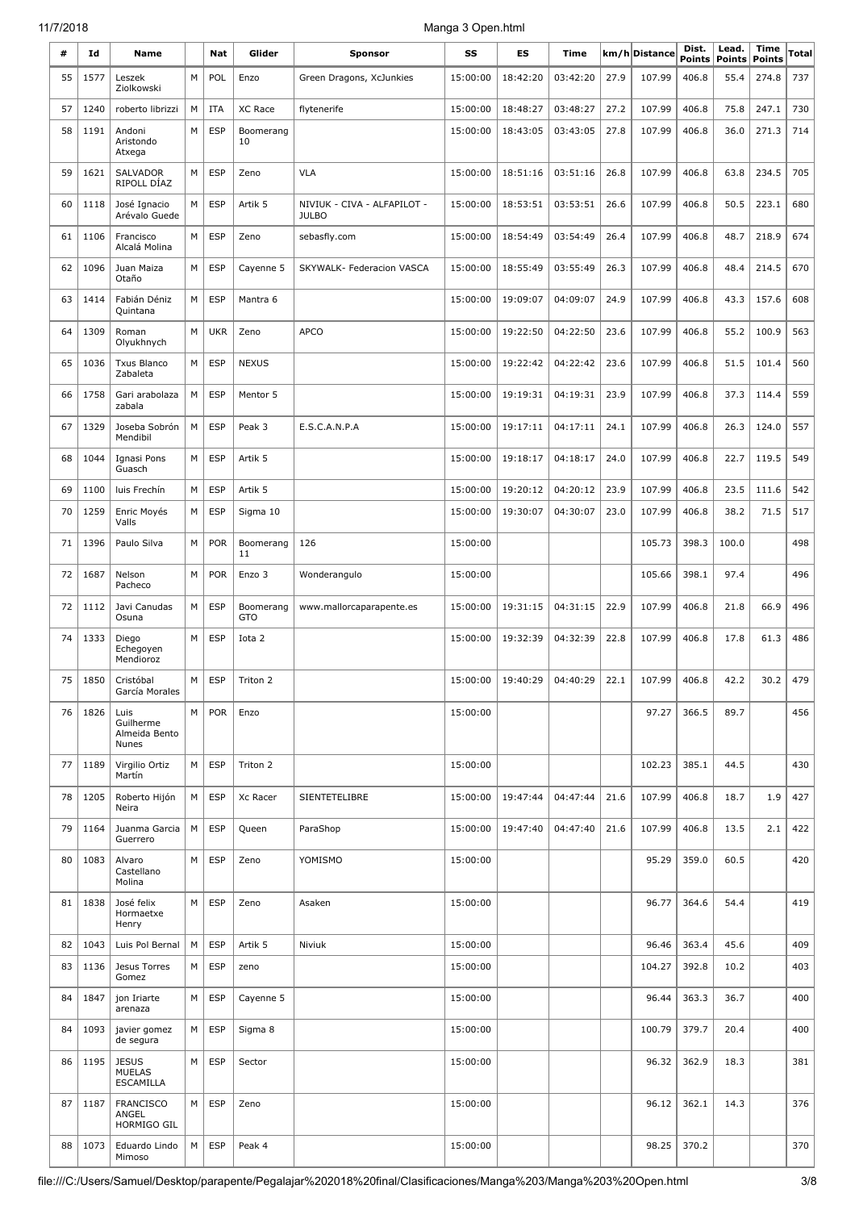| # | Id | Name | | Nat | Glider | Sponsor | SS | ES | Time | km/h | Distance | Dist. Points | Lead. Points | Time Points | Total |
|---|---|---|---|---|---|---|---|---|---|---|---|---|---|---|---|
| 55 | 1577 | Leszek Ziolkowski | M | POL | Enzo | Green Dragons, XcJunkies | 15:00:00 | 18:42:20 | 03:42:20 | 27.9 | 107.99 | 406.8 | 55.4 | 274.8 | 737 |
| 57 | 1240 | roberto librizzi | M | ITA | XC Race | flytenerife | 15:00:00 | 18:48:27 | 03:48:27 | 27.2 | 107.99 | 406.8 | 75.8 | 247.1 | 730 |
| 58 | 1191 | Andoni Aristondo Atxega | M | ESP | Boomerang 10 | | 15:00:00 | 18:43:05 | 03:43:05 | 27.8 | 107.99 | 406.8 | 36.0 | 271.3 | 714 |
| 59 | 1621 | SALVADOR RIPOLL DÍAZ | M | ESP | Zeno | VLA | 15:00:00 | 18:51:16 | 03:51:16 | 26.8 | 107.99 | 406.8 | 63.8 | 234.5 | 705 |
| 60 | 1118 | José Ignacio Arévalo Guede | M | ESP | Artik 5 | NIVIUK - CIVA - ALFAPILOT - JULBO | 15:00:00 | 18:53:51 | 03:53:51 | 26.6 | 107.99 | 406.8 | 50.5 | 223.1 | 680 |
| 61 | 1106 | Francisco Alcalá Molina | M | ESP | Zeno | sebasfly.com | 15:00:00 | 18:54:49 | 03:54:49 | 26.4 | 107.99 | 406.8 | 48.7 | 218.9 | 674 |
| 62 | 1096 | Juan Maiza Otaño | M | ESP | Cayenne 5 | SKYWALK- Federacion VASCA | 15:00:00 | 18:55:49 | 03:55:49 | 26.3 | 107.99 | 406.8 | 48.4 | 214.5 | 670 |
| 63 | 1414 | Fabián Déniz Quintana | M | ESP | Mantra 6 | | 15:00:00 | 19:09:07 | 04:09:07 | 24.9 | 107.99 | 406.8 | 43.3 | 157.6 | 608 |
| 64 | 1309 | Roman Olyukhnych | M | UKR | Zeno | APCO | 15:00:00 | 19:22:50 | 04:22:50 | 23.6 | 107.99 | 406.8 | 55.2 | 100.9 | 563 |
| 65 | 1036 | Txus Blanco Zabaleta | M | ESP | NEXUS | | 15:00:00 | 19:22:42 | 04:22:42 | 23.6 | 107.99 | 406.8 | 51.5 | 101.4 | 560 |
| 66 | 1758 | Gari arabolaza zabala | M | ESP | Mentor 5 | | 15:00:00 | 19:19:31 | 04:19:31 | 23.9 | 107.99 | 406.8 | 37.3 | 114.4 | 559 |
| 67 | 1329 | Joseba Sobrón Mendibil | M | ESP | Peak 3 | E.S.C.A.N.P.A | 15:00:00 | 19:17:11 | 04:17:11 | 24.1 | 107.99 | 406.8 | 26.3 | 124.0 | 557 |
| 68 | 1044 | Ignasi Pons Guasch | M | ESP | Artik 5 | | 15:00:00 | 19:18:17 | 04:18:17 | 24.0 | 107.99 | 406.8 | 22.7 | 119.5 | 549 |
| 69 | 1100 | luis Frechín | M | ESP | Artik 5 | | 15:00:00 | 19:20:12 | 04:20:12 | 23.9 | 107.99 | 406.8 | 23.5 | 111.6 | 542 |
| 70 | 1259 | Enric Moyés Valls | M | ESP | Sigma 10 | | 15:00:00 | 19:30:07 | 04:30:07 | 23.0 | 107.99 | 406.8 | 38.2 | 71.5 | 517 |
| 71 | 1396 | Paulo Silva | M | POR | Boomerang 11 | 126 | 15:00:00 | | | | 105.73 | 398.3 | 100.0 | | 498 |
| 72 | 1687 | Nelson Pacheco | M | POR | Enzo 3 | Wonderangulo | 15:00:00 | | | | 105.66 | 398.1 | 97.4 | | 496 |
| 72 | 1112 | Javi Canudas Osuna | M | ESP | Boomerang GTO | www.mallorcaparapente.es | 15:00:00 | 19:31:15 | 04:31:15 | 22.9 | 107.99 | 406.8 | 21.8 | 66.9 | 496 |
| 74 | 1333 | Diego Echegoyen Mendioroz | M | ESP | Iota 2 | | 15:00:00 | 19:32:39 | 04:32:39 | 22.8 | 107.99 | 406.8 | 17.8 | 61.3 | 486 |
| 75 | 1850 | Cristóbal García Morales | M | ESP | Triton 2 | | 15:00:00 | 19:40:29 | 04:40:29 | 22.1 | 107.99 | 406.8 | 42.2 | 30.2 | 479 |
| 76 | 1826 | Luis Guilherme Almeida Bento Nunes | M | POR | Enzo | | 15:00:00 | | | | 97.27 | 366.5 | 89.7 | | 456 |
| 77 | 1189 | Virgilio Ortiz Martín | M | ESP | Triton 2 | | 15:00:00 | | | | 102.23 | 385.1 | 44.5 | | 430 |
| 78 | 1205 | Roberto Hijón Neira | M | ESP | Xc Racer | SIENTETELIBRE | 15:00:00 | 19:47:44 | 04:47:44 | 21.6 | 107.99 | 406.8 | 18.7 | 1.9 | 427 |
| 79 | 1164 | Juanma Garcia Guerrero | M | ESP | Queen | ParaShop | 15:00:00 | 19:47:40 | 04:47:40 | 21.6 | 107.99 | 406.8 | 13.5 | 2.1 | 422 |
| 80 | 1083 | Alvaro Castellano Molina | M | ESP | Zeno | YOMISMO | 15:00:00 | | | | 95.29 | 359.0 | 60.5 | | 420 |
| 81 | 1838 | José felix Hormaetxe Henry | M | ESP | Zeno | Asaken | 15:00:00 | | | | 96.77 | 364.6 | 54.4 | | 419 |
| 82 | 1043 | Luis Pol Bernal | M | ESP | Artik 5 | Niviuk | 15:00:00 | | | | 96.46 | 363.4 | 45.6 | | 409 |
| 83 | 1136 | Jesus Torres Gomez | M | ESP | zeno | | 15:00:00 | | | | 104.27 | 392.8 | 10.2 | | 403 |
| 84 | 1847 | jon Iriarte arenaza | M | ESP | Cayenne 5 | | 15:00:00 | | | | 96.44 | 363.3 | 36.7 | | 400 |
| 84 | 1093 | javier gomez de segura | M | ESP | Sigma 8 | | 15:00:00 | | | | 100.79 | 379.7 | 20.4 | | 400 |
| 86 | 1195 | JESUS MUELAS ESCAMILLA | M | ESP | Sector | | 15:00:00 | | | | 96.32 | 362.9 | 18.3 | | 381 |
| 87 | 1187 | FRANCISCO ANGEL HORMIGO GIL | M | ESP | Zeno | | 15:00:00 | | | | 96.12 | 362.1 | 14.3 | | 376 |
| 88 | 1073 | Eduardo Lindo Mimoso | M | ESP | Peak 4 | | 15:00:00 | | | | 98.25 | 370.2 | | | 370 |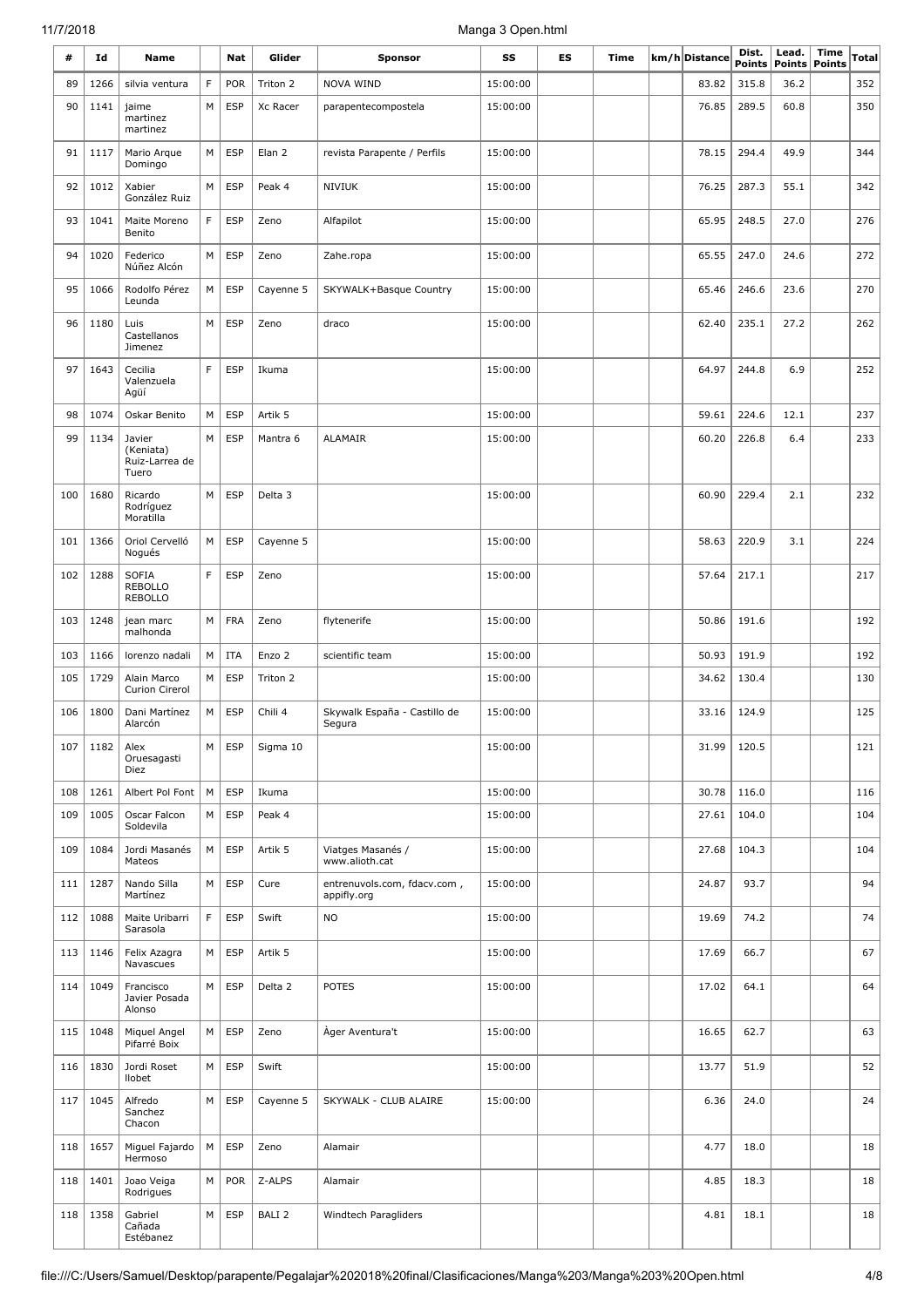| # | Id | Name | | Nat | Glider | Sponsor | SS | ES | Time | km/h | Distance | Dist. Points | Lead. Points | Time Points | Total |
|---|---|---|---|---|---|---|---|---|---|---|---|---|---|---|---|
| 89 | 1266 | silvia ventura | F | POR | Triton 2 | NOVA WIND | 15:00:00 | | | | 83.82 | 315.8 | 36.2 | | 352 |
| 90 | 1141 | jaime martinez martinez | M | ESP | Xc Racer | parapentecompostela | 15:00:00 | | | | 76.85 | 289.5 | 60.8 | | 350 |
| 91 | 1117 | Mario Arque Domingo | M | ESP | Elan 2 | revista Parapente / Perfils | 15:00:00 | | | | 78.15 | 294.4 | 49.9 | | 344 |
| 92 | 1012 | Xabier González Ruiz | M | ESP | Peak 4 | NIVIUK | 15:00:00 | | | | 76.25 | 287.3 | 55.1 | | 342 |
| 93 | 1041 | Maite Moreno Benito | F | ESP | Zeno | Alfapilot | 15:00:00 | | | | 65.95 | 248.5 | 27.0 | | 276 |
| 94 | 1020 | Federico Núñez Alcón | M | ESP | Zeno | Zahe.ropa | 15:00:00 | | | | 65.55 | 247.0 | 24.6 | | 272 |
| 95 | 1066 | Rodolfo Pérez Leunda | M | ESP | Cayenne 5 | SKYWALK+Basque Country | 15:00:00 | | | | 65.46 | 246.6 | 23.6 | | 270 |
| 96 | 1180 | Luis Castellanos Jimenez | M | ESP | Zeno | draco | 15:00:00 | | | | 62.40 | 235.1 | 27.2 | | 262 |
| 97 | 1643 | Cecilia Valenzuela Agüí | F | ESP | Ikuma | | 15:00:00 | | | | 64.97 | 244.8 | 6.9 | | 252 |
| 98 | 1074 | Oskar Benito | M | ESP | Artik 5 | | 15:00:00 | | | | 59.61 | 224.6 | 12.1 | | 237 |
| 99 | 1134 | Javier (Keniata) Ruiz-Larrea de Tuero | M | ESP | Mantra 6 | ALAMAIR | 15:00:00 | | | | 60.20 | 226.8 | 6.4 | | 233 |
| 100 | 1680 | Ricardo Rodríguez Moratilla | M | ESP | Delta 3 | | 15:00:00 | | | | 60.90 | 229.4 | 2.1 | | 232 |
| 101 | 1366 | Oriol Cervelló Nogués | M | ESP | Cayenne 5 | | 15:00:00 | | | | 58.63 | 220.9 | 3.1 | | 224 |
| 102 | 1288 | SOFIA REBOLLO REBOLLO | F | ESP | Zeno | | 15:00:00 | | | | 57.64 | 217.1 | | | 217 |
| 103 | 1248 | jean marc malhonda | M | FRA | Zeno | flytenerife | 15:00:00 | | | | 50.86 | 191.6 | | | 192 |
| 103 | 1166 | lorenzo nadali | M | ITA | Enzo 2 | scientific team | 15:00:00 | | | | 50.93 | 191.9 | | | 192 |
| 105 | 1729 | Alain Marco Curion Cirerol | M | ESP | Triton 2 | | 15:00:00 | | | | 34.62 | 130.4 | | | 130 |
| 106 | 1800 | Dani Martínez Alarcón | M | ESP | Chili 4 | Skywalk España - Castillo de Segura | 15:00:00 | | | | 33.16 | 124.9 | | | 125 |
| 107 | 1182 | Alex Oruesagasti Diez | M | ESP | Sigma 10 | | 15:00:00 | | | | 31.99 | 120.5 | | | 121 |
| 108 | 1261 | Albert Pol Font | M | ESP | Ikuma | | 15:00:00 | | | | 30.78 | 116.0 | | | 116 |
| 109 | 1005 | Oscar Falcon Soldevila | M | ESP | Peak 4 | | 15:00:00 | | | | 27.61 | 104.0 | | | 104 |
| 109 | 1084 | Jordi Masanés Mateos | M | ESP | Artik 5 | Viatges Masanés / www.alioth.cat | 15:00:00 | | | | 27.68 | 104.3 | | | 104 |
| 111 | 1287 | Nando Silla Martínez | M | ESP | Cure | entrenuvols.com, fdacv.com , appifly.org | 15:00:00 | | | | 24.87 | 93.7 | | | 94 |
| 112 | 1088 | Maite Uribarri Sarasola | F | ESP | Swift | NO | 15:00:00 | | | | 19.69 | 74.2 | | | 74 |
| 113 | 1146 | Felix Azagra Navascues | M | ESP | Artik 5 | | 15:00:00 | | | | 17.69 | 66.7 | | | 67 |
| 114 | 1049 | Francisco Javier Posada Alonso | M | ESP | Delta 2 | POTES | 15:00:00 | | | | 17.02 | 64.1 | | | 64 |
| 115 | 1048 | Miquel Angel Pifarré Boix | M | ESP | Zeno | Àger Aventura't | 15:00:00 | | | | 16.65 | 62.7 | | | 63 |
| 116 | 1830 | Jordi Roset llobet | M | ESP | Swift | | 15:00:00 | | | | 13.77 | 51.9 | | | 52 |
| 117 | 1045 | Alfredo Sanchez Chacon | M | ESP | Cayenne 5 | SKYWALK - CLUB ALAIRE | 15:00:00 | | | | 6.36 | 24.0 | | | 24 |
| 118 | 1657 | Miguel Fajardo Hermoso | M | ESP | Zeno | Alamair | | | | | 4.77 | 18.0 | | | 18 |
| 118 | 1401 | Joao Veiga Rodrigues | M | POR | Z-ALPS | Alamair | | | | | 4.85 | 18.3 | | | 18 |
| 118 | 1358 | Gabriel Cañada Estébanez | M | ESP | BALI 2 | Windtech Paragliders | | | | | 4.81 | 18.1 | | | 18 |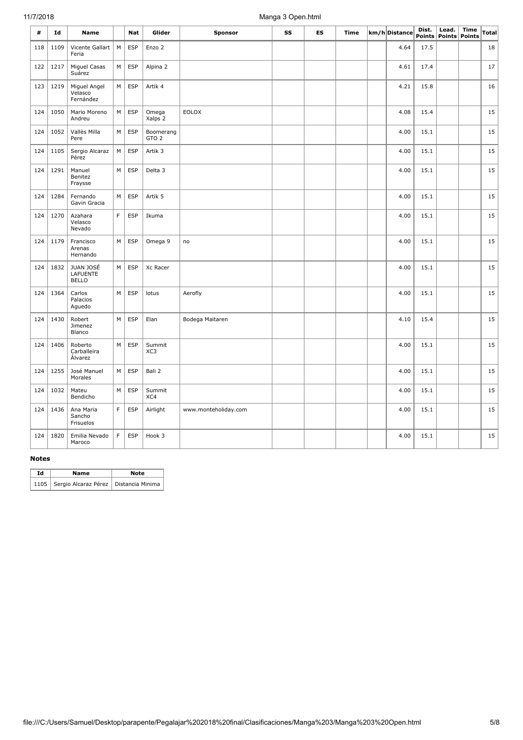| # | Id | Name | | Nat | Glider | Sponsor | SS | ES | Time | km/h | Distance | Dist. Points | Lead. Points | Time Points | Total |
|---|---|---|---|---|---|---|---|---|---|---|---|---|---|---|---|
| 118 | 1109 | Vicente Gallart Feria | M | ESP | Enzo 2 | | | | | | 4.64 | 17.5 | | | 18 |
| 122 | 1217 | Miguel Casas Suárez | M | ESP | Alpina 2 | | | | | | 4.61 | 17.4 | | | 17 |
| 123 | 1219 | Miguel Angel Velasco Fernández | M | ESP | Artik 4 | | | | | | 4.21 | 15.8 | | | 16 |
| 124 | 1050 | Mario Moreno Andreu | M | ESP | Omega Xalps 2 | EOLOX | | | | | 4.08 | 15.4 | | | 15 |
| 124 | 1052 | Vallès Milla Pere | M | ESP | Boomerang GTO 2 | | | | | | 4.00 | 15.1 | | | 15 |
| 124 | 1105 | Sergio Alcaraz Pérez | M | ESP | Artik 3 | | | | | | 4.00 | 15.1 | | | 15 |
| 124 | 1291 | Manuel Benitez Fraysse | M | ESP | Delta 3 | | | | | | 4.00 | 15.1 | | | 15 |
| 124 | 1284 | Fernando Gavin Gracia | M | ESP | Artik 5 | | | | | | 4.00 | 15.1 | | | 15 |
| 124 | 1270 | Azahara Velasco Nevado | F | ESP | Ikuma | | | | | | 4.00 | 15.1 | | | 15 |
| 124 | 1179 | Francisco Arenas Hernando | M | ESP | Omega 9 | no | | | | | 4.00 | 15.1 | | | 15 |
| 124 | 1832 | JUAN JOSÉ LAFUENTE BELLO | M | ESP | Xc Racer | | | | | | 4.00 | 15.1 | | | 15 |
| 124 | 1364 | Carlos Palacios Aguedo | M | ESP | lotus | Aerofly | | | | | 4.00 | 15.1 | | | 15 |
| 124 | 1430 | Robert Jimenez Blanco | M | ESP | Elan | Bodega Maitaren | | | | | 4.10 | 15.4 | | | 15 |
| 124 | 1406 | Roberto Carballeira Álvarez | M | ESP | Summit XC3 | | | | | | 4.00 | 15.1 | | | 15 |
| 124 | 1255 | José Manuel Morales | M | ESP | Bali 2 | | | | | | 4.00 | 15.1 | | | 15 |
| 124 | 1032 | Mateu Bendicho | M | ESP | Summit XC4 | | | | | | 4.00 | 15.1 | | | 15 |
| 124 | 1436 | Ana Maria Sancho Frisuelos | F | ESP | Airlight | www.monteholiday.com | | | | | 4.00 | 15.1 | | | 15 |
| 124 | 1820 | Emilia Nevado Maroco | F | ESP | Hook 3 | | | | | | 4.00 | 15.1 | | | 15 |

**Notes**

| Id | Name | Note |
|---|---|---|
| 1105 | Sergio Alcaraz Pérez | Distancia Minima |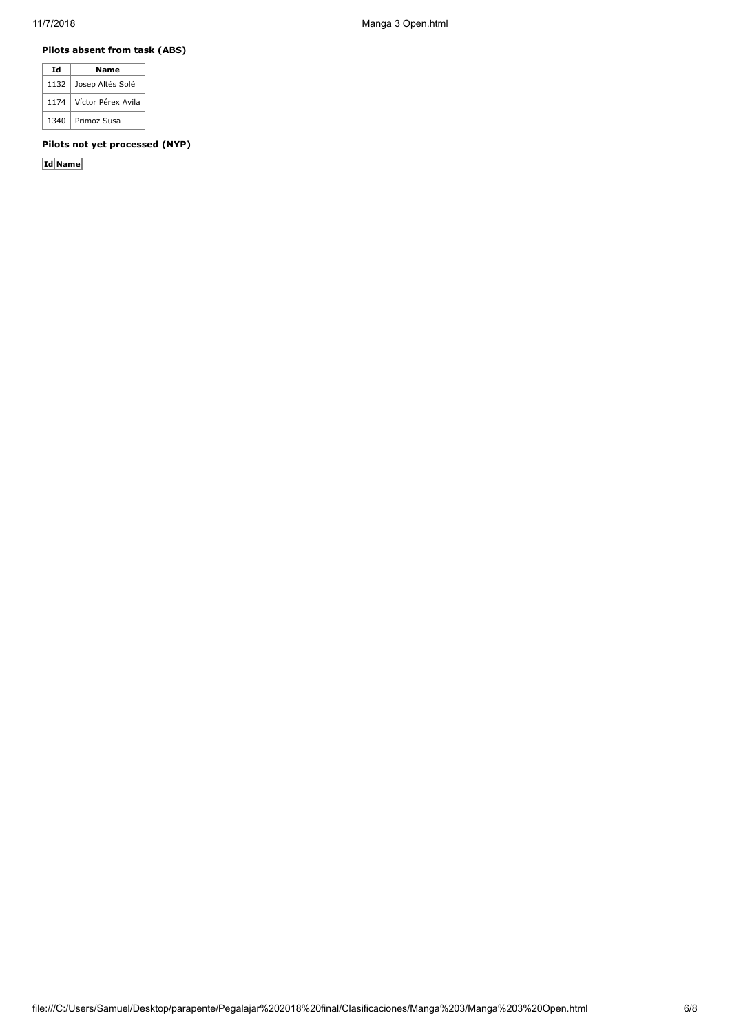### Pilots absent from task (ABS)

| Id | Name |
|---|---|
| 1132 | Josep Altés Solé |
| 1174 | Víctor Pérex Avila |
| 1340 | Primoz Susa |

### Pilots not yet processed (NYP)

| Id | Name |
|---|---|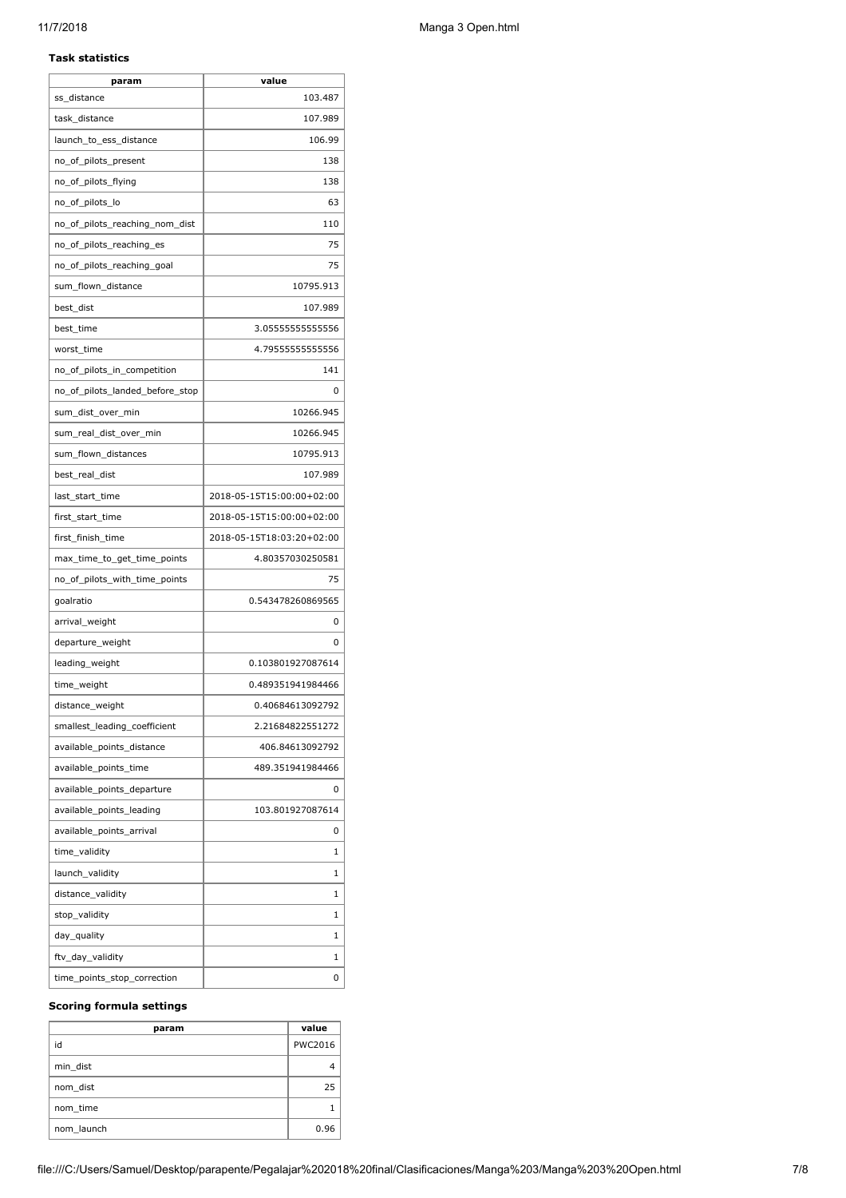### Task statistics

| param | value |
|---|---|
| ss_distance | 103.487 |
| task_distance | 107.989 |
| launch_to_ess_distance | 106.99 |
| no_of_pilots_present | 138 |
| no_of_pilots_flying | 138 |
| no_of_pilots_lo | 63 |
| no_of_pilots_reaching_nom_dist | 110 |
| no_of_pilots_reaching_es | 75 |
| no_of_pilots_reaching_goal | 75 |
| sum_flown_distance | 10795.913 |
| best_dist | 107.989 |
| best_time | 3.05555555555556 |
| worst_time | 4.79555555555556 |
| no_of_pilots_in_competition | 141 |
| no_of_pilots_landed_before_stop | 0 |
| sum_dist_over_min | 10266.945 |
| sum_real_dist_over_min | 10266.945 |
| sum_flown_distances | 10795.913 |
| best_real_dist | 107.989 |
| last_start_time | 2018-05-15T15:00:00+02:00 |
| first_start_time | 2018-05-15T15:00:00+02:00 |
| first_finish_time | 2018-05-15T18:03:20+02:00 |
| max_time_to_get_time_points | 4.80357030250581 |
| no_of_pilots_with_time_points | 75 |
| goalratio | 0.543478260869565 |
| arrival_weight | 0 |
| departure_weight | 0 |
| leading_weight | 0.103801927087614 |
| time_weight | 0.489351941984466 |
| distance_weight | 0.40684613092792 |
| smallest_leading_coefficient | 2.21684822551272 |
| available_points_distance | 406.84613092792 |
| available_points_time | 489.351941984466 |
| available_points_departure | 0 |
| available_points_leading | 103.801927087614 |
| available_points_arrival | 0 |
| time_validity | 1 |
| launch_validity | 1 |
| distance_validity | 1 |
| stop_validity | 1 |
| day_quality | 1 |
| ftv_day_validity | 1 |
| time_points_stop_correction | 0 |

### Scoring formula settings

| param | value |
|---|---|
| id | PWC2016 |
| min_dist | 4 |
| nom_dist | 25 |
| nom_time | 1 |
| nom_launch | 0.96 |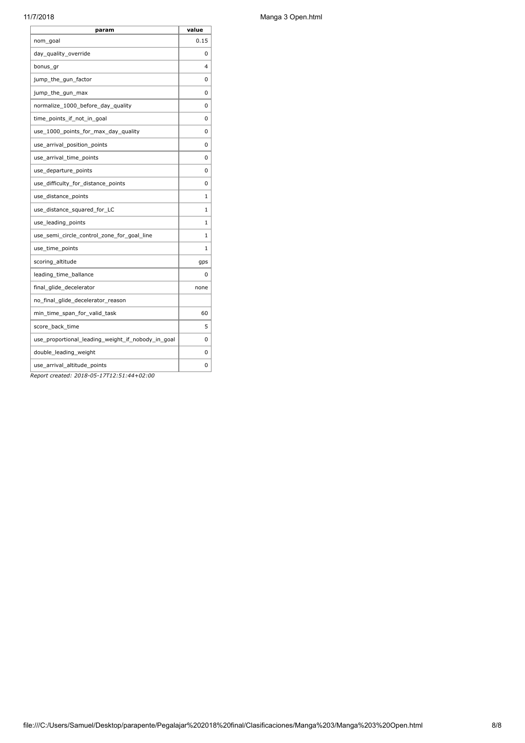| param | value |
| --- | --- |
| nom_goal | 0.15 |
| day_quality_override | 0 |
| bonus_gr | 4 |
| jump_the_gun_factor | 0 |
| jump_the_gun_max | 0 |
| normalize_1000_before_day_quality | 0 |
| time_points_if_not_in_goal | 0 |
| use_1000_points_for_max_day_quality | 0 |
| use_arrival_position_points | 0 |
| use_arrival_time_points | 0 |
| use_departure_points | 0 |
| use_difficulty_for_distance_points | 0 |
| use_distance_points | 1 |
| use_distance_squared_for_LC | 1 |
| use_leading_points | 1 |
| use_semi_circle_control_zone_for_goal_line | 1 |
| use_time_points | 1 |
| scoring_altitude | gps |
| leading_time_ballance | 0 |
| final_glide_decelerator | none |
| no_final_glide_decelerator_reason | |
| min_time_span_for_valid_task | 60 |
| score_back_time | 5 |
| use_proportional_leading_weight_if_nobody_in_goal | 0 |
| double_leading_weight | 0 |
| use_arrival_altitude_points | 0 |

*Report created: 2018-05-17T12:51:44+02:00*